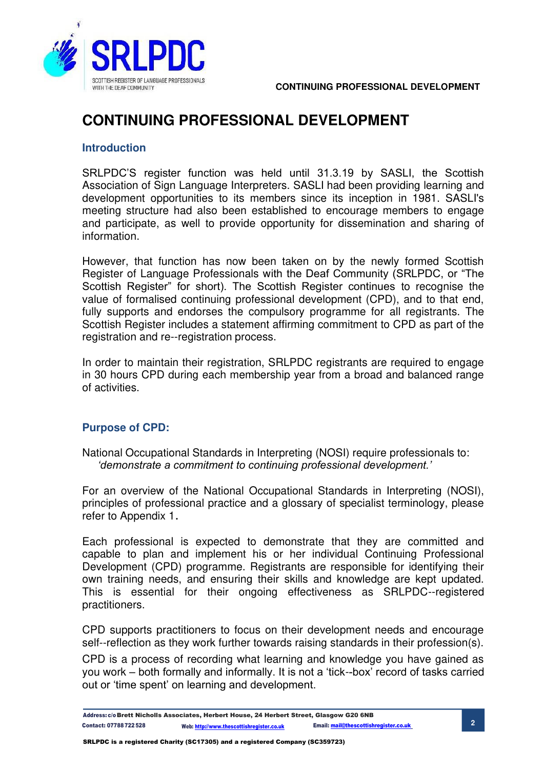# CONTINUING PROFESSIONAL DEVELOPMENT

## Introduction

SRLPDC'S register function was held until 31.3.19 by SASLI, the Scottish Association of Sign Language Interpreters. SASLI had been providing learning and development opportunities to its members since its inception in 1981. SASLI's meeting structure had also been established to encourage members to engage and participate, as well to provide opportunity for dissemination and sharing of information.

However, that function has now been taken on by the newly formed Scottish Register of Language Professionals with the Deaf Community (SRLPDC, or "The Scottish Register" for short). The Scottish Register continues to recognise the value of formalised continuing professional development (CPD), and to that end, fully supports and endorses the compulsory programme for all registrants. The Scottish Register includes a statement affirming commitment to CPD as part of the registration and re--registration process.

In order to maintain their registration, SRLPDC registrants are required to engage in 30 hours CPD during each membership year from a broad and balanced range of activities.

## Purpose of CPD:

National Occupational Standards in Interpreting (NOSI) require professionals to:
*'demonstrate a commitment to continuing professional development.'*

For an overview of the National Occupational Standards in Interpreting (NOSI), principles of professional practice and a glossary of specialist terminology, please refer to Appendix 1.

Each professional is expected to demonstrate that they are committed and capable to plan and implement his or her individual Continuing Professional Development (CPD) programme. Registrants are responsible for identifying their own training needs, and ensuring their skills and knowledge are kept updated. This is essential for their ongoing effectiveness as SRLPDC--registered practitioners.

CPD supports practitioners to focus on their development needs and encourage self--reflection as they work further towards raising standards in their profession(s).

CPD is a process of recording what learning and knowledge you have gained as you work – both formally and informally. It is not a 'tick--box' record of tasks carried out or 'time spent' on learning and development.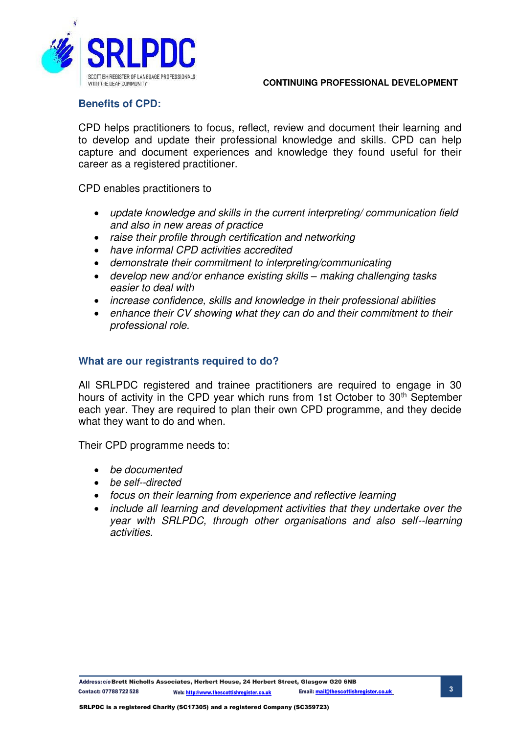## Benefits of CPD:

CPD helps practitioners to focus, reflect, review and document their learning and to develop and update their professional knowledge and skills. CPD can help capture and document experiences and knowledge they found useful for their career as a registered practitioner.

CPD enables practitioners to

- *update knowledge and skills in the current interpreting/ communication field and also in new areas of practice*
- *raise their profile through certification and networking*
- *have informal CPD activities accredited*
- *demonstrate their commitment to interpreting/communicating*
- *develop new and/or enhance existing skills – making challenging tasks easier to deal with*
- *increase confidence, skills and knowledge in their professional abilities*
- *enhance their CV showing what they can do and their commitment to their professional role.*

## What are our registrants required to do?

All SRLPDC registered and trainee practitioners are required to engage in 30 hours of activity in the CPD year which runs from 1st October to 30th September each year. They are required to plan their own CPD programme, and they decide what they want to do and when.

Their CPD programme needs to:

- *be documented*
- *be self--directed*
- *focus on their learning from experience and reflective learning*
- *include all learning and development activities that they undertake over the year with SRLPDC, through other organisations and also self--learning activities.*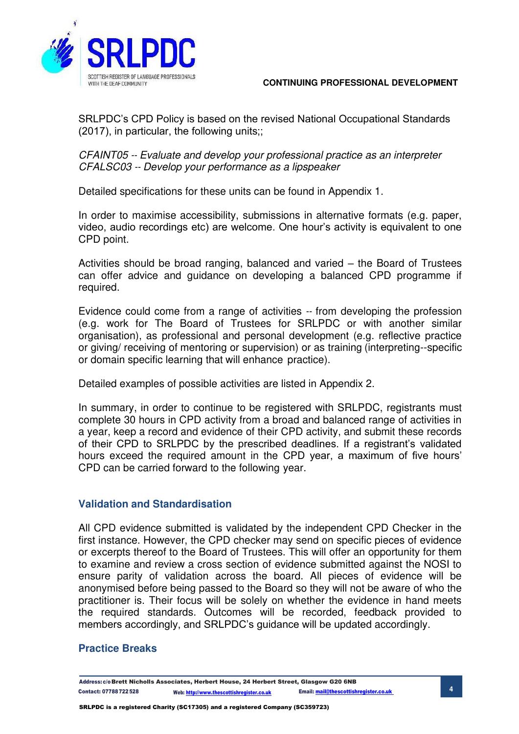SRLPDC's CPD Policy is based on the revised National Occupational Standards (2017), in particular, the following units;;

*CFAINT05 -- Evaluate and develop your professional practice as an interpreter*
*CFALSC03 -- Develop your performance as a lipspeaker*

Detailed specifications for these units can be found in Appendix 1.

In order to maximise accessibility, submissions in alternative formats (e.g. paper, video, audio recordings etc) are welcome. One hour's activity is equivalent to one CPD point.

Activities should be broad ranging, balanced and varied – the Board of Trustees can offer advice and guidance on developing a balanced CPD programme if required.

Evidence could come from a range of activities -- from developing the profession (e.g. work for The Board of Trustees for SRLPDC or with another similar organisation), as professional and personal development (e.g. reflective practice or giving/ receiving of mentoring or supervision) or as training (interpreting--specific or domain specific learning that will enhance practice).

Detailed examples of possible activities are listed in Appendix 2.

In summary, in order to continue to be registered with SRLPDC, registrants must complete 30 hours in CPD activity from a broad and balanced range of activities in a year, keep a record and evidence of their CPD activity, and submit these records of their CPD to SRLPDC by the prescribed deadlines. If a registrant's validated hours exceed the required amount in the CPD year, a maximum of five hours' CPD can be carried forward to the following year.

## Validation and Standardisation

All CPD evidence submitted is validated by the independent CPD Checker in the first instance. However, the CPD checker may send on specific pieces of evidence or excerpts thereof to the Board of Trustees. This will offer an opportunity for them to examine and review a cross section of evidence submitted against the NOSI to ensure parity of validation across the board. All pieces of evidence will be anonymised before being passed to the Board so they will not be aware of who the practitioner is. Their focus will be solely on whether the evidence in hand meets the required standards. Outcomes will be recorded, feedback provided to members accordingly, and SRLPDC's guidance will be updated accordingly.

## Practice Breaks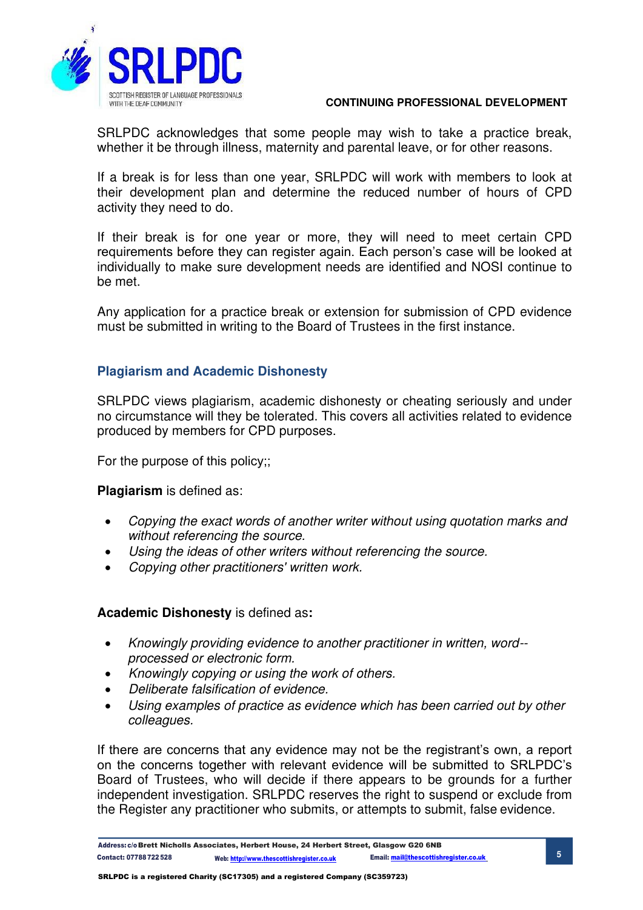SRLPDC acknowledges that some people may wish to take a practice break, whether it be through illness, maternity and parental leave, or for other reasons.

If a break is for less than one year, SRLPDC will work with members to look at their development plan and determine the reduced number of hours of CPD activity they need to do.

If their break is for one year or more, they will need to meet certain CPD requirements before they can register again. Each person's case will be looked at individually to make sure development needs are identified and NOSI continue to be met.

Any application for a practice break or extension for submission of CPD evidence must be submitted in writing to the Board of Trustees in the first instance.

### Plagiarism and Academic Dishonesty

SRLPDC views plagiarism, academic dishonesty or cheating seriously and under no circumstance will they be tolerated. This covers all activities related to evidence produced by members for CPD purposes.

For the purpose of this policy;;

**Plagiarism** is defined as:

- *Copying the exact words of another writer without using quotation marks and without referencing the source.*
- *Using the ideas of other writers without referencing the source.*
- *Copying other practitioners' written work.*

**Academic Dishonesty** is defined as**:**

- *Knowingly providing evidence to another practitioner in written, word--processed or electronic form.*
- *Knowingly copying or using the work of others.*
- *Deliberate falsification of evidence.*
- *Using examples of practice as evidence which has been carried out by other colleagues.*

If there are concerns that any evidence may not be the registrant's own, a report on the concerns together with relevant evidence will be submitted to SRLPDC's Board of Trustees, who will decide if there appears to be grounds for a further independent investigation. SRLPDC reserves the right to suspend or exclude from the Register any practitioner who submits, or attempts to submit, false evidence.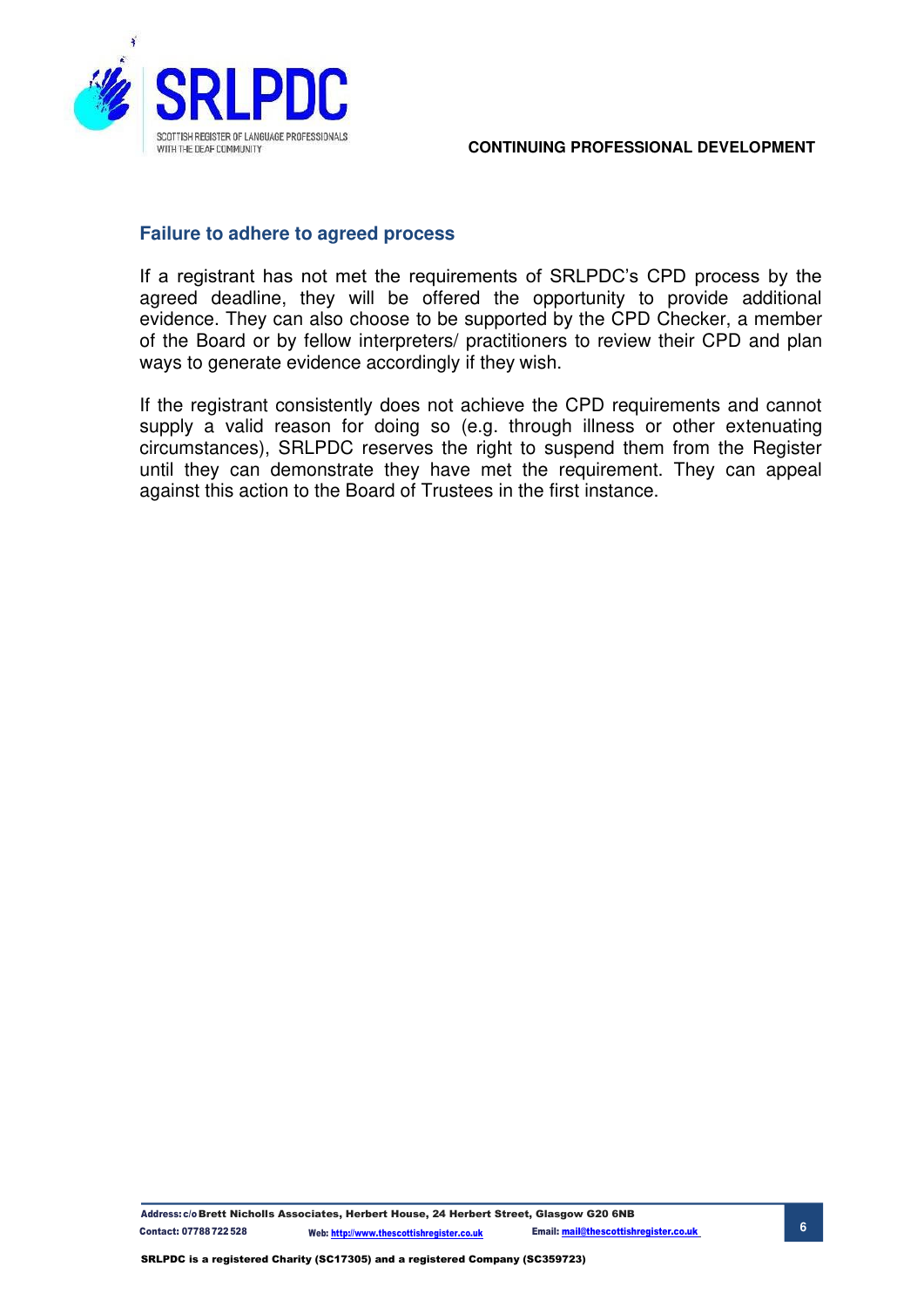## Failure to adhere to agreed process

If a registrant has not met the requirements of SRLPDC's CPD process by the agreed deadline, they will be offered the opportunity to provide additional evidence. They can also choose to be supported by the CPD Checker, a member of the Board or by fellow interpreters/ practitioners to review their CPD and plan ways to generate evidence accordingly if they wish.

If the registrant consistently does not achieve the CPD requirements and cannot supply a valid reason for doing so (e.g. through illness or other extenuating circumstances), SRLPDC reserves the right to suspend them from the Register until they can demonstrate they have met the requirement. They can appeal against this action to the Board of Trustees in the first instance.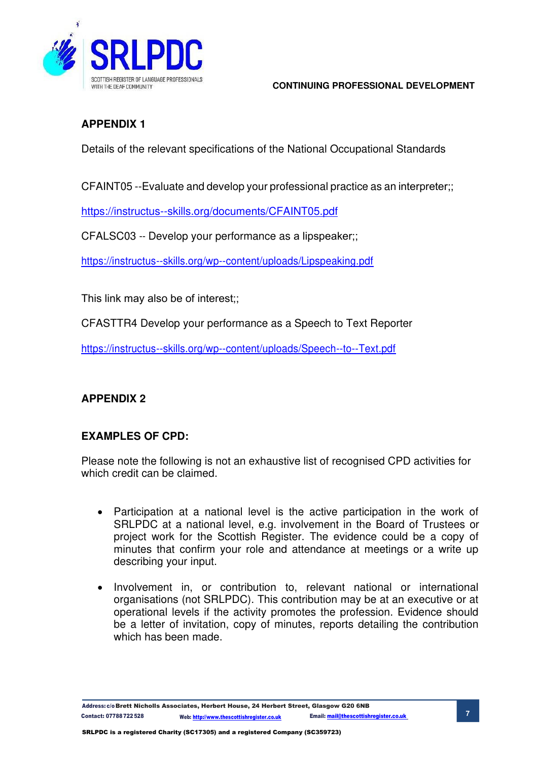## APPENDIX 1

Details of the relevant specifications of the National Occupational Standards

CFAINT05 --Evaluate and develop your professional practice as an interpreter;;

https://instructus--skills.org/documents/CFAINT05.pdf

CFALSC03 -- Develop your performance as a lipspeaker;;

https://instructus--skills.org/wp--content/uploads/Lipspeaking.pdf

This link may also be of interest;;

CFASTTR4 Develop your performance as a Speech to Text Reporter

https://instructus--skills.org/wp--content/uploads/Speech--to--Text.pdf

## APPENDIX 2

### EXAMPLES OF CPD:

Please note the following is not an exhaustive list of recognised CPD activities for which credit can be claimed.

- Participation at a national level is the active participation in the work of SRLPDC at a national level, e.g. involvement in the Board of Trustees or project work for the Scottish Register. The evidence could be a copy of minutes that confirm your role and attendance at meetings or a write up describing your input.
- Involvement in, or contribution to, relevant national or international organisations (not SRLPDC). This contribution may be at an executive or at operational levels if the activity promotes the profession. Evidence should be a letter of invitation, copy of minutes, reports detailing the contribution which has been made.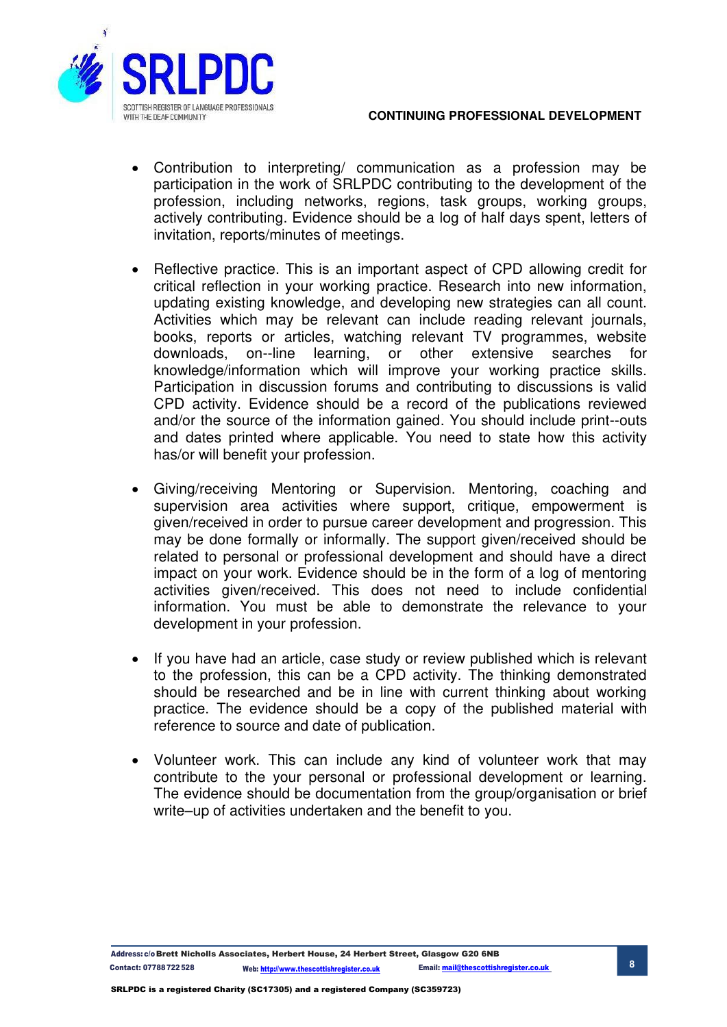- Contribution to interpreting/ communication as a profession may be participation in the work of SRLPDC contributing to the development of the profession, including networks, regions, task groups, working groups, actively contributing. Evidence should be a log of half days spent, letters of invitation, reports/minutes of meetings.

- Reflective practice. This is an important aspect of CPD allowing credit for critical reflection in your working practice. Research into new information, updating existing knowledge, and developing new strategies can all count. Activities which may be relevant can include reading relevant journals, books, reports or articles, watching relevant TV programmes, website downloads, on--line learning, or other extensive searches for knowledge/information which will improve your working practice skills. Participation in discussion forums and contributing to discussions is valid CPD activity. Evidence should be a record of the publications reviewed and/or the source of the information gained. You should include print--outs and dates printed where applicable. You need to state how this activity has/or will benefit your profession.

- Giving/receiving Mentoring or Supervision. Mentoring, coaching and supervision area activities where support, critique, empowerment is given/received in order to pursue career development and progression. This may be done formally or informally. The support given/received should be related to personal or professional development and should have a direct impact on your work. Evidence should be in the form of a log of mentoring activities given/received. This does not need to include confidential information. You must be able to demonstrate the relevance to your development in your profession.

- If you have had an article, case study or review published which is relevant to the profession, this can be a CPD activity. The thinking demonstrated should be researched and be in line with current thinking about working practice. The evidence should be a copy of the published material with reference to source and date of publication.

- Volunteer work. This can include any kind of volunteer work that may contribute to the your personal or professional development or learning. The evidence should be documentation from the group/organisation or brief write–up of activities undertaken and the benefit to you.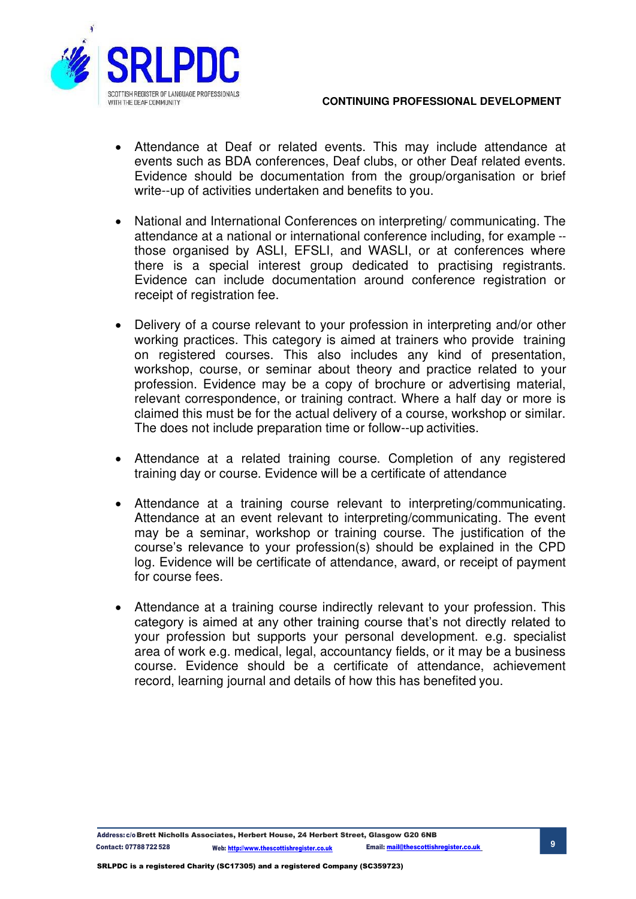- Attendance at Deaf or related events. This may include attendance at events such as BDA conferences, Deaf clubs, or other Deaf related events. Evidence should be documentation from the group/organisation or brief write--up of activities undertaken and benefits to you.

- National and International Conferences on interpreting/ communicating. The attendance at a national or international conference including, for example -- those organised by ASLI, EFSLI, and WASLI, or at conferences where there is a special interest group dedicated to practising registrants. Evidence can include documentation around conference registration or receipt of registration fee.

- Delivery of a course relevant to your profession in interpreting and/or other working practices. This category is aimed at trainers who provide training on registered courses. This also includes any kind of presentation, workshop, course, or seminar about theory and practice related to your profession. Evidence may be a copy of brochure or advertising material, relevant correspondence, or training contract. Where a half day or more is claimed this must be for the actual delivery of a course, workshop or similar. The does not include preparation time or follow--up activities.

- Attendance at a related training course. Completion of any registered training day or course. Evidence will be a certificate of attendance

- Attendance at a training course relevant to interpreting/communicating. Attendance at an event relevant to interpreting/communicating. The event may be a seminar, workshop or training course. The justification of the course's relevance to your profession(s) should be explained in the CPD log. Evidence will be certificate of attendance, award, or receipt of payment for course fees.

- Attendance at a training course indirectly relevant to your profession. This category is aimed at any other training course that's not directly related to your profession but supports your personal development. e.g. specialist area of work e.g. medical, legal, accountancy fields, or it may be a business course. Evidence should be a certificate of attendance, achievement record, learning journal and details of how this has benefited you.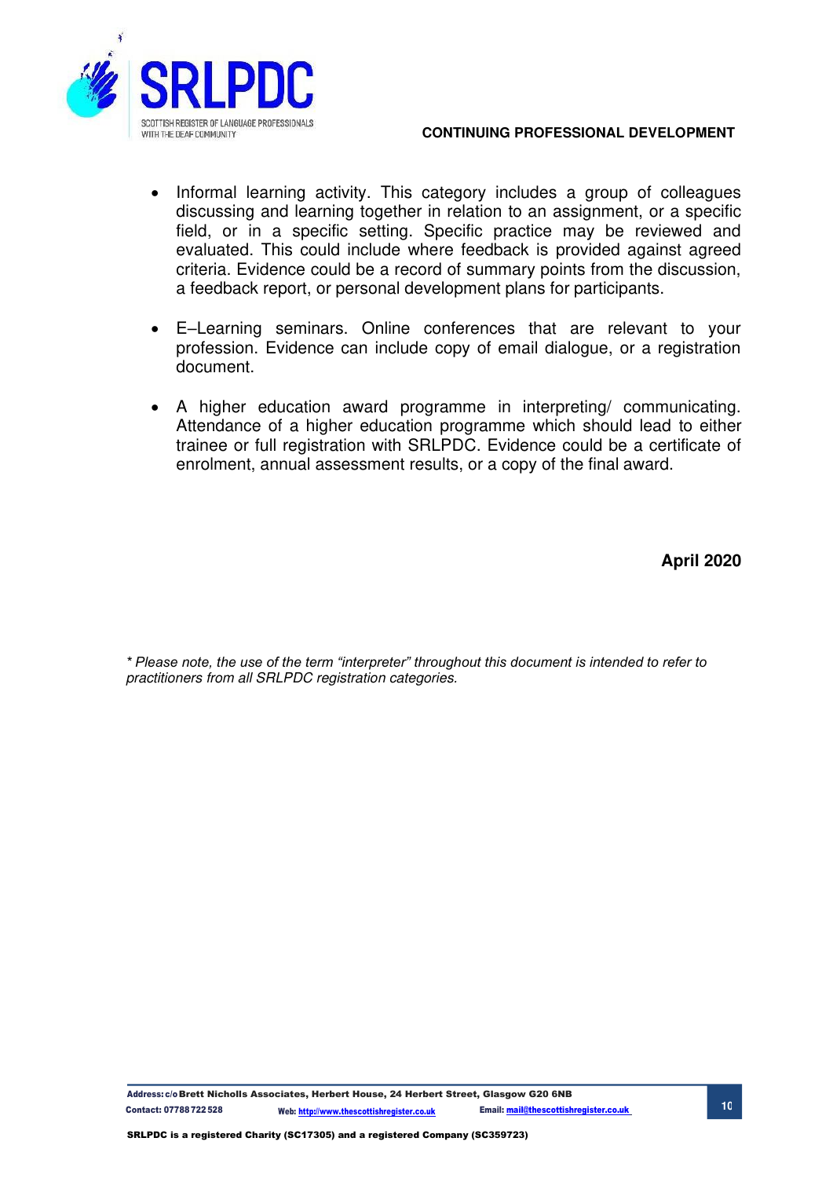- Informal learning activity. This category includes a group of colleagues discussing and learning together in relation to an assignment, or a specific field, or in a specific setting. Specific practice may be reviewed and evaluated. This could include where feedback is provided against agreed criteria. Evidence could be a record of summary points from the discussion, a feedback report, or personal development plans for participants.

- E–Learning seminars. Online conferences that are relevant to your profession. Evidence can include copy of email dialogue, or a registration document.

- A higher education award programme in interpreting/ communicating. Attendance of a higher education programme which should lead to either trainee or full registration with SRLPDC. Evidence could be a certificate of enrolment, annual assessment results, or a copy of the final award.

**April 2020**

*\* Please note, the use of the term "interpreter" throughout this document is intended to refer to practitioners from all SRLPDC registration categories.*